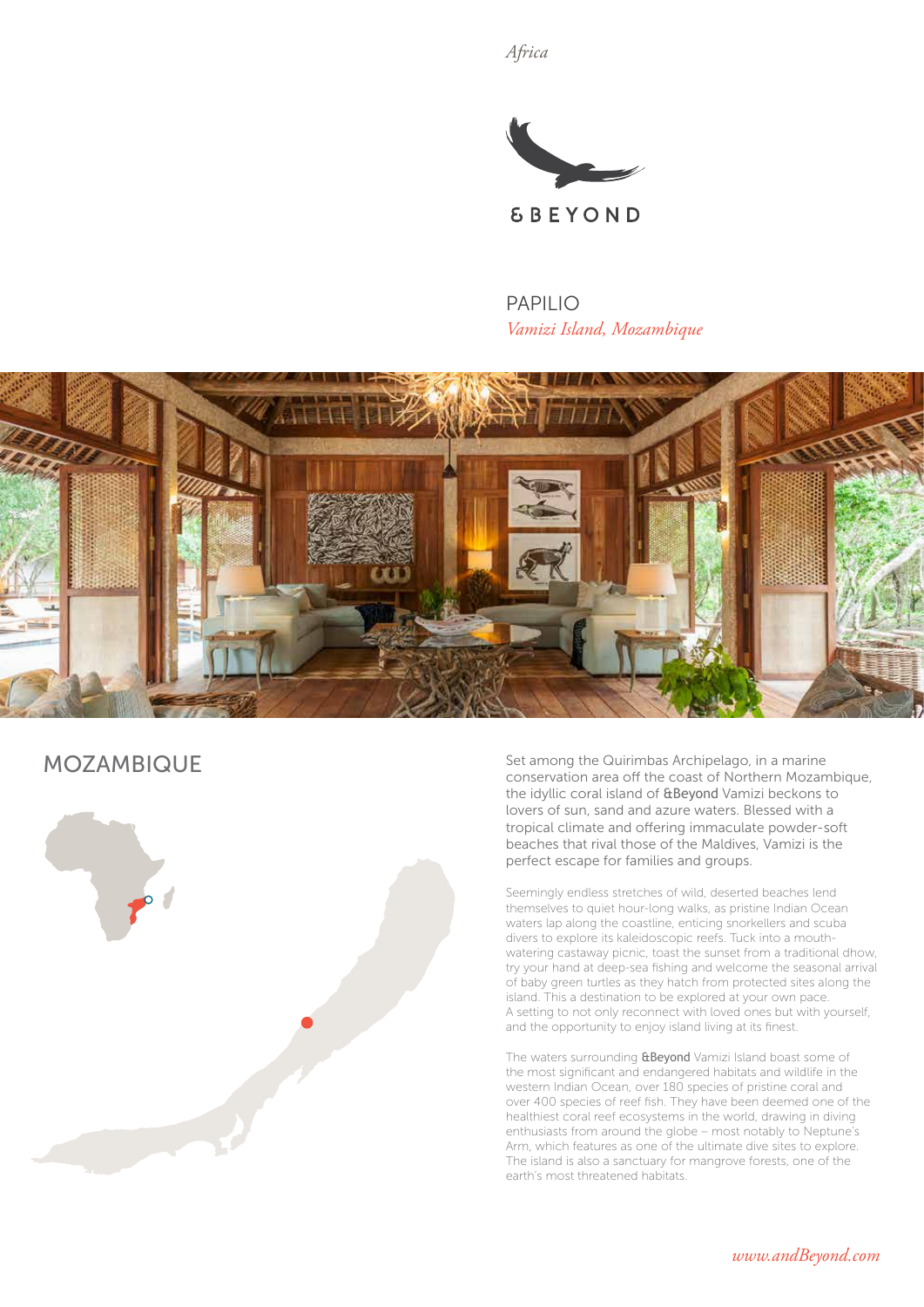*Africa*

&BEYOND

# PAPILIO

*Vamizi Island, Mozambique*

## MOZAMBIQUE

Set among the Quirimbas Archipelago, in a marine conservation area off the coast of Northern Mozambique, the idyllic coral island of &Beyond Vamizi beckons to lovers of sun, sand and azure waters. Blessed with a tropical climate and offering immaculate powder-soft beaches that rival those of the Maldives, Vamizi is the perfect escape for families and groups.

Seemingly endless stretches of wild, deserted beaches lend themselves to quiet hour-long walks, as pristine Indian Ocean waters lap along the coastline, enticing snorkellers and scuba divers to explore its kaleidoscopic reefs. Tuck into a mouth-watering castaway picnic, toast the sunset from a traditional dhow, try your hand at deep-sea fishing and welcome the seasonal arrival of baby green turtles as they hatch from protected sites along the island. This a destination to be explored at your own pace. A setting to not only reconnect with loved ones but with yourself, and the opportunity to enjoy island living at its finest.

The waters surrounding &Beyond Vamizi Island boast some of the most significant and endangered habitats and wildlife in the western Indian Ocean, over 180 species of pristine coral and over 400 species of reef fish. They have been deemed one of the healthiest coral reef ecosystems in the world, drawing in diving enthusiasts from around the globe – most notably to Neptune's Arm, which features as one of the ultimate dive sites to explore. The island is also a sanctuary for mangrove forests, one of the earth's most threatened habitats.

*www.andBeyond.com*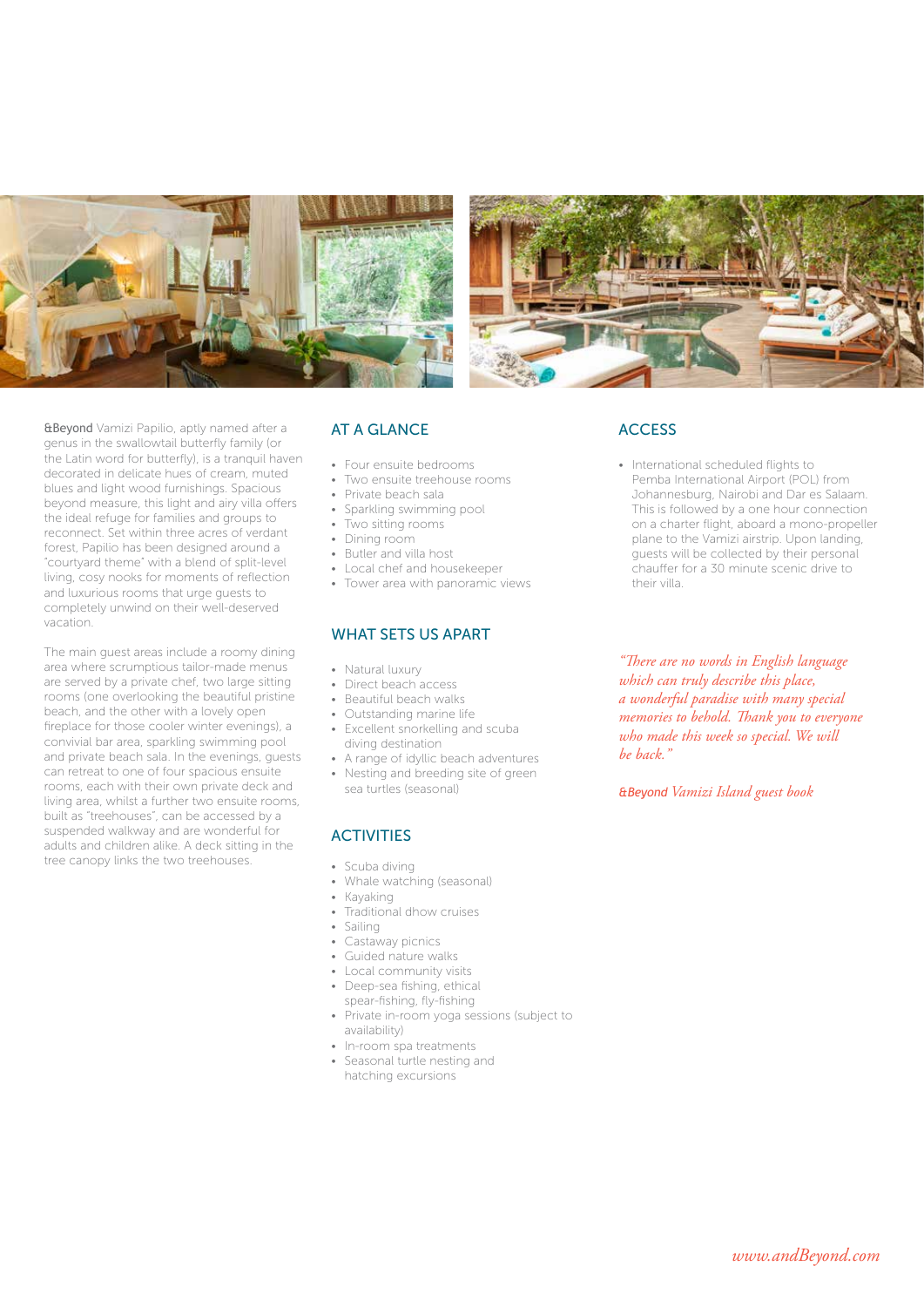**&Beyond** Vamizi Papilio, aptly named after a genus in the swallowtail butterfly family (or the Latin word for butterfly), is a tranquil haven decorated in delicate hues of cream, muted blues and light wood furnishings. Spacious beyond measure, this light and airy villa offers the ideal refuge for families and groups to reconnect. Set within three acres of verdant forest, Papilio has been designed around a "courtyard theme" with a blend of split-level living, cosy nooks for moments of reflection and luxurious rooms that urge guests to completely unwind on their well-deserved vacation.

The main guest areas include a roomy dining area where scrumptious tailor-made menus are served by a private chef, two large sitting rooms (one overlooking the beautiful pristine beach, and the other with a lovely open fireplace for those cooler winter evenings), a convivial bar area, sparkling swimming pool and private beach sala. In the evenings, guests can retreat to one of four spacious ensuite rooms, each with their own private deck and living area, whilst a further two ensuite rooms, built as "treehouses", can be accessed by a suspended walkway and are wonderful for adults and children alike. A deck sitting in the tree canopy links the two treehouses.

## AT A GLANCE

- Four ensuite bedrooms
- Two ensuite treehouse rooms
- Private beach sala
- Sparkling swimming pool
- Two sitting rooms
- Dining room
- Butler and villa host
- Local chef and housekeeper
- Tower area with panoramic views

## WHAT SETS US APART

- Natural luxury
- Direct beach access
- Beautiful beach walks
- Outstanding marine life
- Excellent snorkelling and scuba diving destination
- A range of idyllic beach adventures
- Nesting and breeding site of green sea turtles (seasonal)

## ACTIVITIES

- Scuba diving
- Whale watching (seasonal)
- Kayaking
- Traditional dhow cruises
- Sailing
- Castaway picnics
- Guided nature walks
- Local community visits
- Deep-sea fishing, ethical spear-fishing, fly-fishing
- Private in-room yoga sessions (subject to availability)
- In-room spa treatments
- Seasonal turtle nesting and hatching excursions

## ACCESS

- International scheduled flights to Pemba International Airport (POL) from Johannesburg, Nairobi and Dar es Salaam. This is followed by a one hour connection on a charter flight, aboard a mono-propeller plane to the Vamizi airstrip. Upon landing, guests will be collected by their personal chauffer for a 30 minute scenic drive to their villa.

*"There are no words in English language which can truly describe this place, a wonderful paradise with many special memories to behold. Thank you to everyone who made this week so special. We will be back."*

&Beyond *Vamizi Island guest book*

*www.andBeyond.com*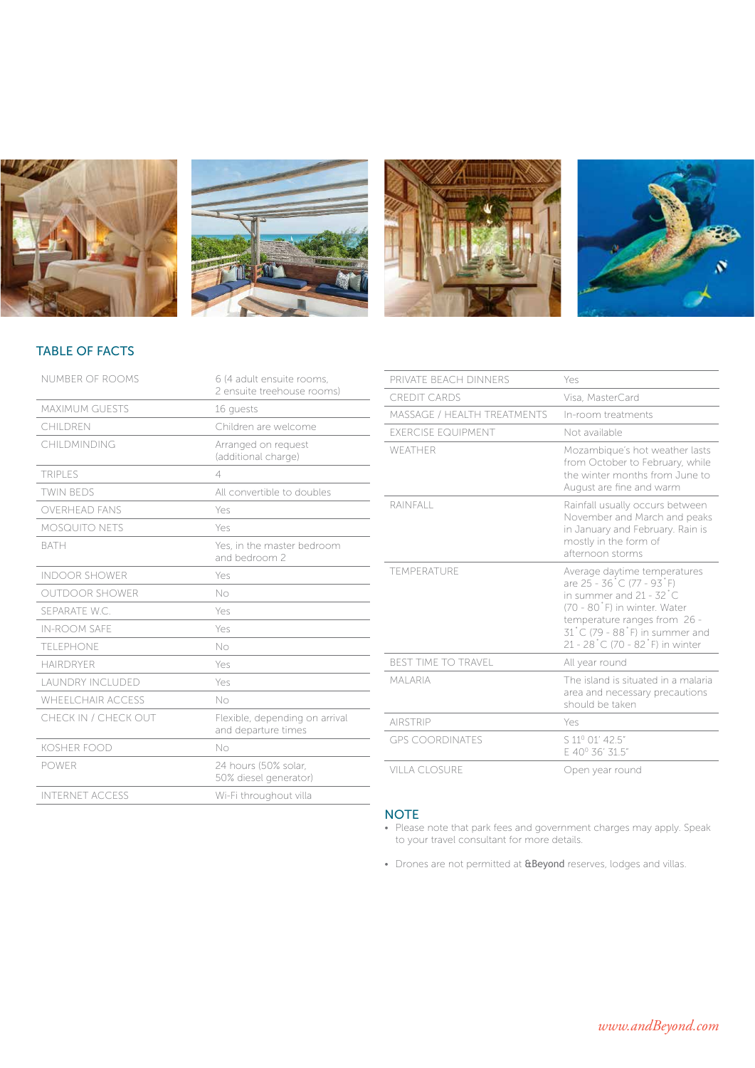## TABLE OF FACTS

| | |
|---|---|
| NUMBER OF ROOMS | 6 (4 adult ensuite rooms, 2 ensuite treehouse rooms) |
| MAXIMUM GUESTS | 16 guests |
| CHILDREN | Children are welcome |
| CHILDMINDING | Arranged on request (additional charge) |
| TRIPLES | 4 |
| TWIN BEDS | All convertible to doubles |
| OVERHEAD FANS | Yes |
| MOSQUITO NETS | Yes |
| BATH | Yes, in the master bedroom and bedroom 2 |
| INDOOR SHOWER | Yes |
| OUTDOOR SHOWER | No |
| SEPARATE W.C. | Yes |
| IN-ROOM SAFE | Yes |
| TELEPHONE | No |
| HAIRDRYER | Yes |
| LAUNDRY INCLUDED | Yes |
| WHEELCHAIR ACCESS | No |
| CHECK IN / CHECK OUT | Flexible, depending on arrival and departure times |
| KOSHER FOOD | No |
| POWER | 24 hours (50% solar, 50% diesel generator) |
| INTERNET ACCESS | Wi-Fi throughout villa |
| PRIVATE BEACH DINNERS | Yes |
| CREDIT CARDS | Visa, MasterCard |
| MASSAGE / HEALTH TREATMENTS | In-room treatments |
| EXERCISE EQUIPMENT | Not available |
| WEATHER | Mozambique's hot weather lasts from October to February, while the winter months from June to August are fine and warm |
| RAINFALL | Rainfall usually occurs between November and March and peaks in January and February. Rain is mostly in the form of afternoon storms |
| TEMPERATURE | Average daytime temperatures are 25 - 36˚C (77 - 93˚F) in summer and 21 - 32˚C (70 - 80˚F) in winter. Water temperature ranges from 26 - 31˚C (79 - 88˚F) in summer and 21 - 28˚C (70 - 82˚F) in winter |
| BEST TIME TO TRAVEL | All year round |
| MALARIA | The island is situated in a malaria area and necessary precautions should be taken |
| AIRSTRIP | Yes |
| GPS COORDINATES | S 11º 01' 42.5" E 40º 36' 31.5" |
| VILLA CLOSURE | Open year round |

## NOTE

- Please note that park fees and government charges may apply. Speak to your travel consultant for more details.
- Drones are not permitted at **&Beyond** reserves, lodges and villas.

*www.andBeyond.com*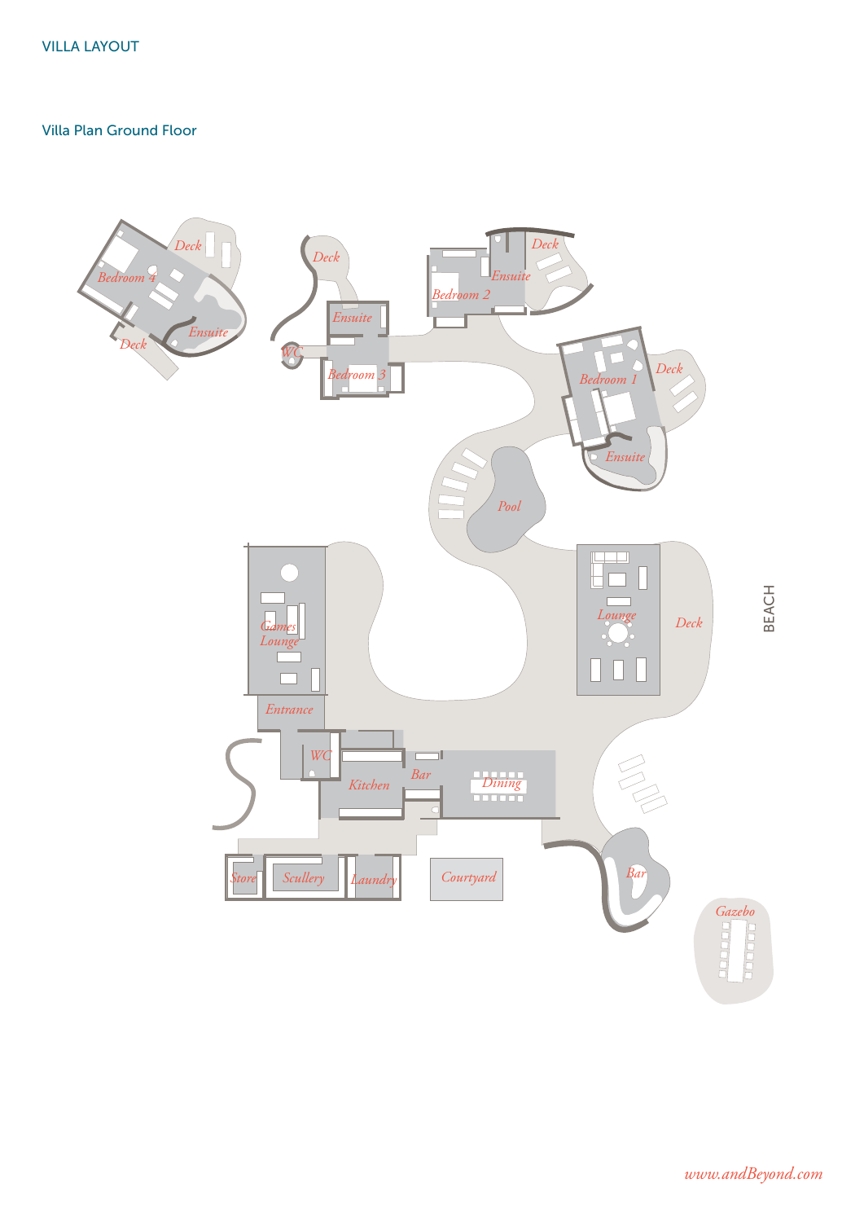# VILLA LAYOUT

## Villa Plan Ground Floor

Deck

Bedroom 4

Ensuite

Deck

Deck

Ensuite

WC

Bedroom 3

Deck

Ensuite

Bedroom 2

Deck

Bedroom 1

Ensuite

Pool

Games Lounge

Lounge

Deck

BEACH

Entrance

WC

Kitchen

Bar

Dining

Store

Scullery

Laundry

Courtyard

Bar

Gazebo

*www.andBeyond.com*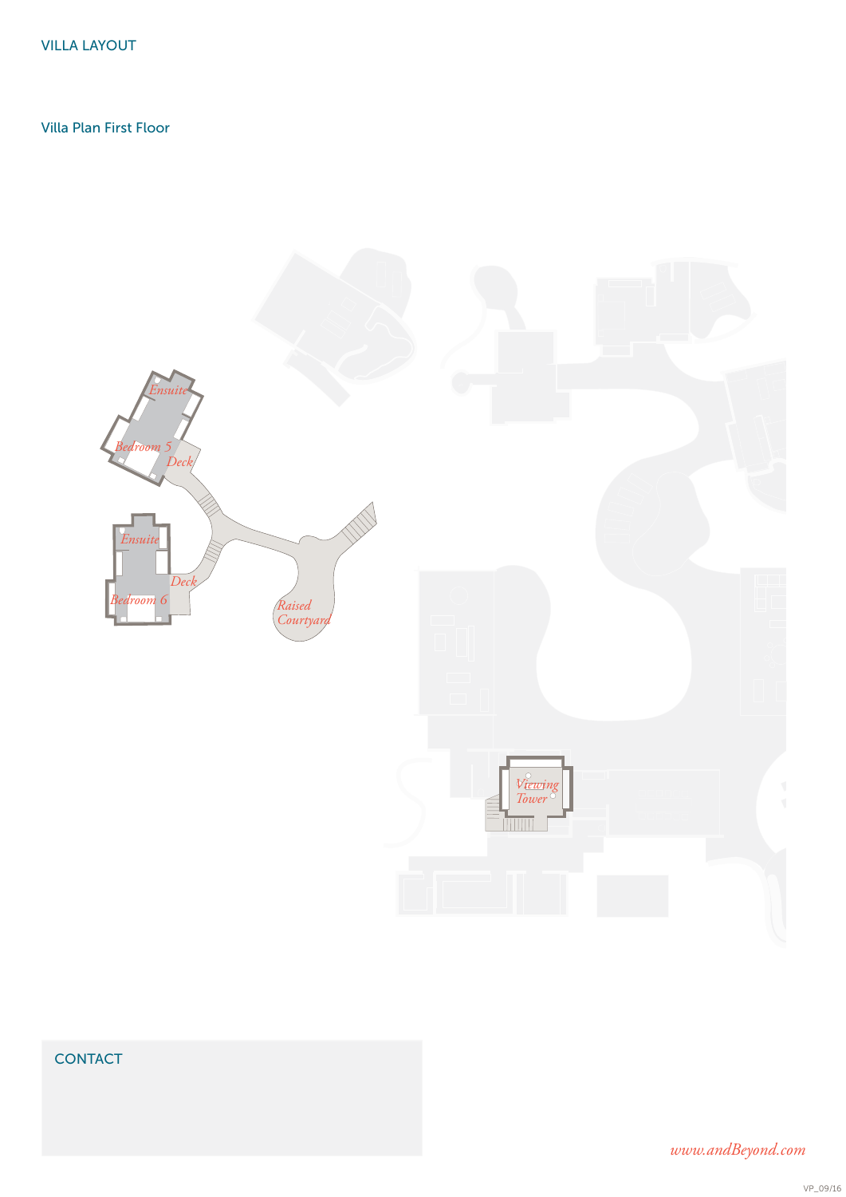## VILLA LAYOUT

### Villa Plan First Floor

Ensuite

Bedroom 5

Deck

Ensuite

Deck

Bedroom 6

Raised Courtyard

Viewing Tower

## CONTACT

www.andBeyond.com

VP_09/16